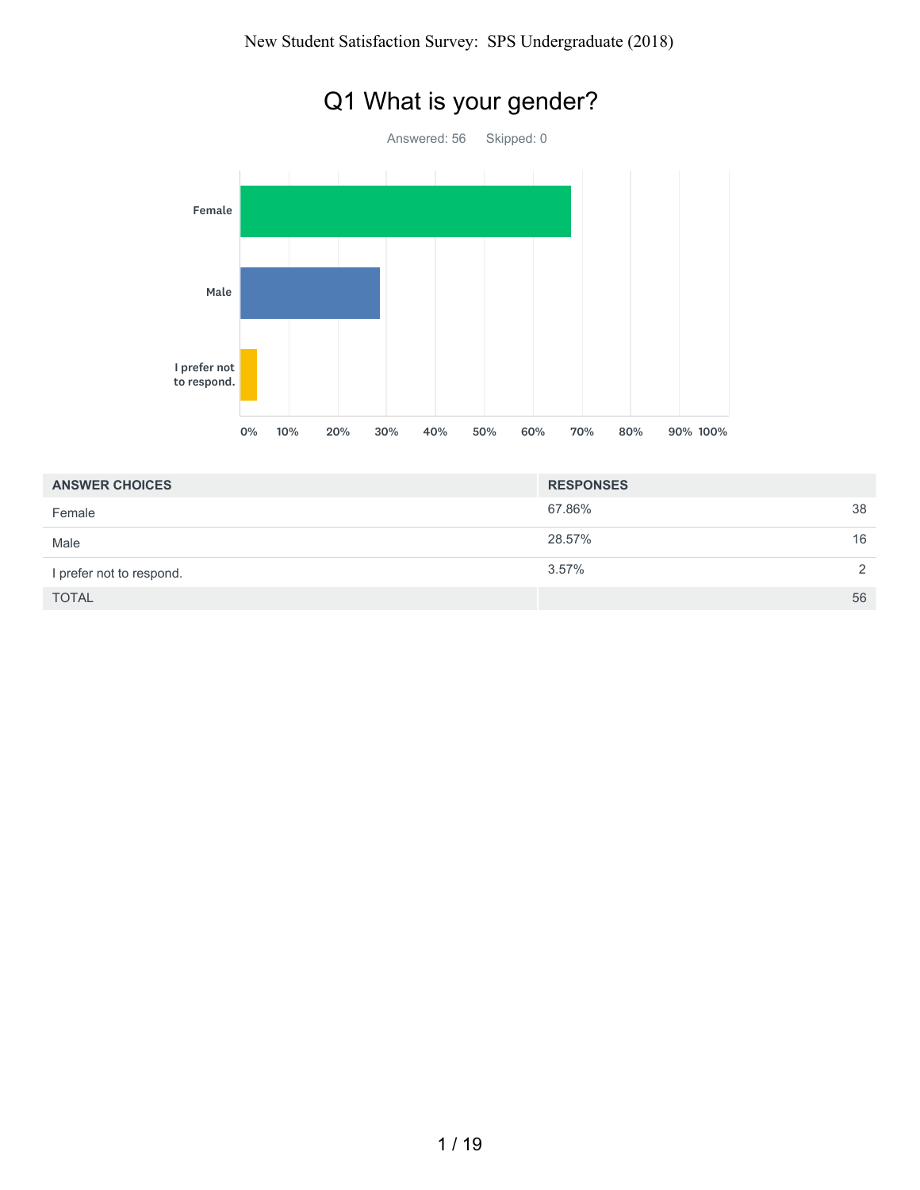# New Student Satisfaction Survey: SPS Undergraduate (2018)

## Q1 What is your gender?

Answered: 56 Skipped: 0

| ANSWER CHOICES | RESPONSES | |
|---|---|---|
| Female | 67.86% | 38 |
| Male | 28.57% | 16 |
| I prefer not to respond. | 3.57% | 2 |
| TOTAL | | 56 |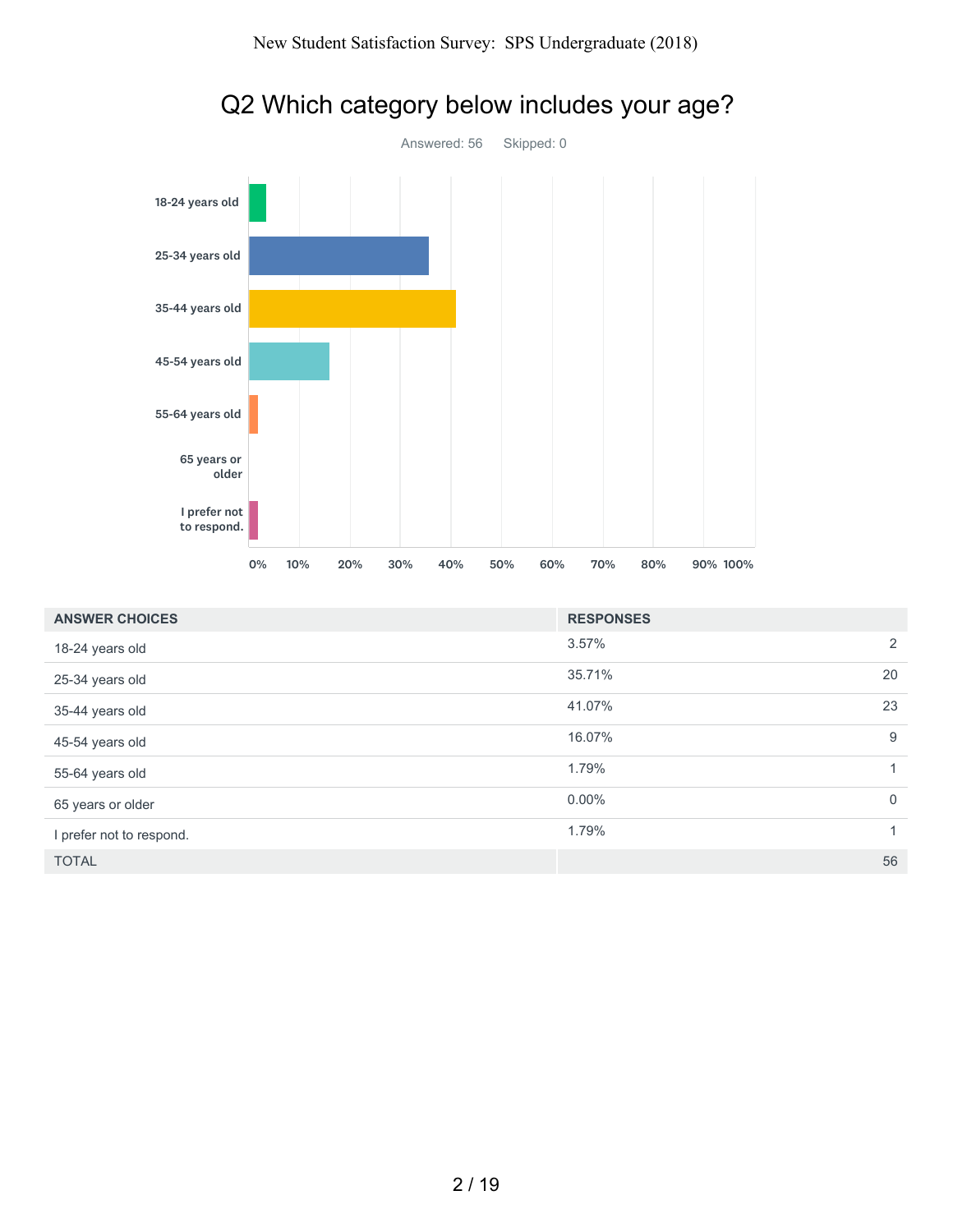# Q2 Which category below includes your age?

Answered: 56 Skipped: 0

| ANSWER CHOICES | RESPONSES | |
|---|---|---|
| 18-24 years old | 3.57% | 2 |
| 25-34 years old | 35.71% | 20 |
| 35-44 years old | 41.07% | 23 |
| 45-54 years old | 16.07% | 9 |
| 55-64 years old | 1.79% | 1 |
| 65 years or older | 0.00% | 0 |
| I prefer not to respond. | 1.79% | 1 |
| TOTAL | | 56 |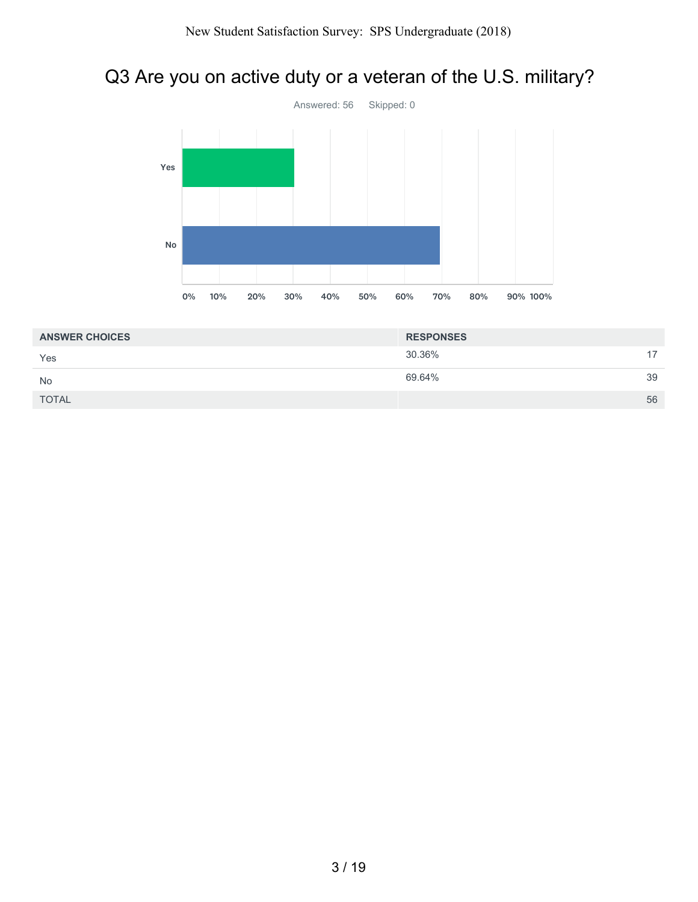## Q3 Are you on active duty or a veteran of the U.S. military?

Answered: 56 Skipped: 0

| ANSWER CHOICES | RESPONSES | |
| --- | --- | --- |
| Yes | 30.36% | 17 |
| No | 69.64% | 39 |
| TOTAL | | 56 |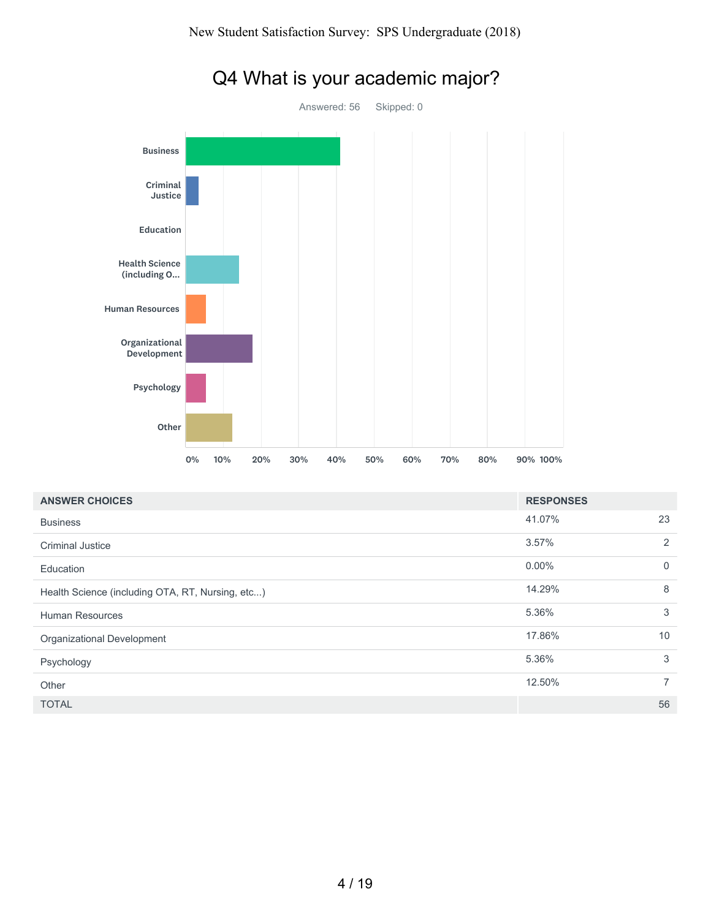# Q4 What is your academic major?

Answered: 56 Skipped: 0

| ANSWER CHOICES | RESPONSES | |
|---|---|---|
| Business | 41.07% | 23 |
| Criminal Justice | 3.57% | 2 |
| Education | 0.00% | 0 |
| Health Science (including OTA, RT, Nursing, etc...) | 14.29% | 8 |
| Human Resources | 5.36% | 3 |
| Organizational Development | 17.86% | 10 |
| Psychology | 5.36% | 3 |
| Other | 12.50% | 7 |
| TOTAL | | 56 |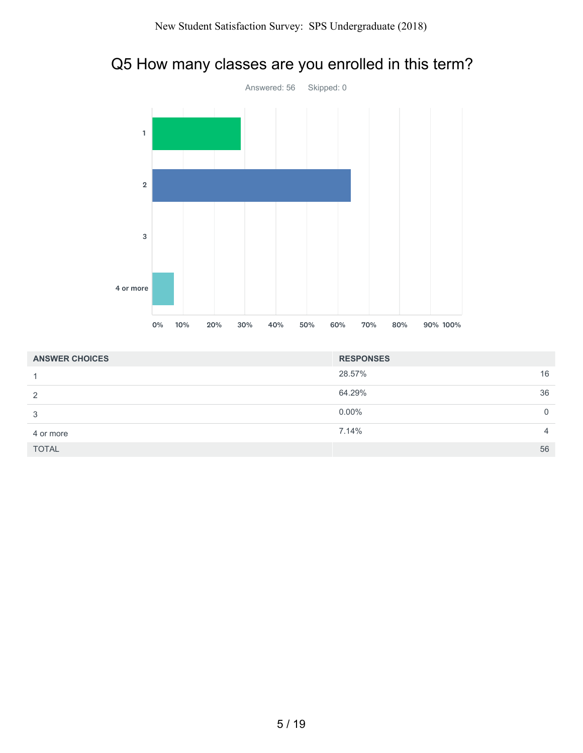# Q5 How many classes are you enrolled in this term?

Answered: 56 Skipped: 0

| ANSWER CHOICES | RESPONSES | |
|---|---|---|
| 1 | 28.57% | 16 |
| 2 | 64.29% | 36 |
| 3 | 0.00% | 0 |
| 4 or more | 7.14% | 4 |
| TOTAL | | 56 |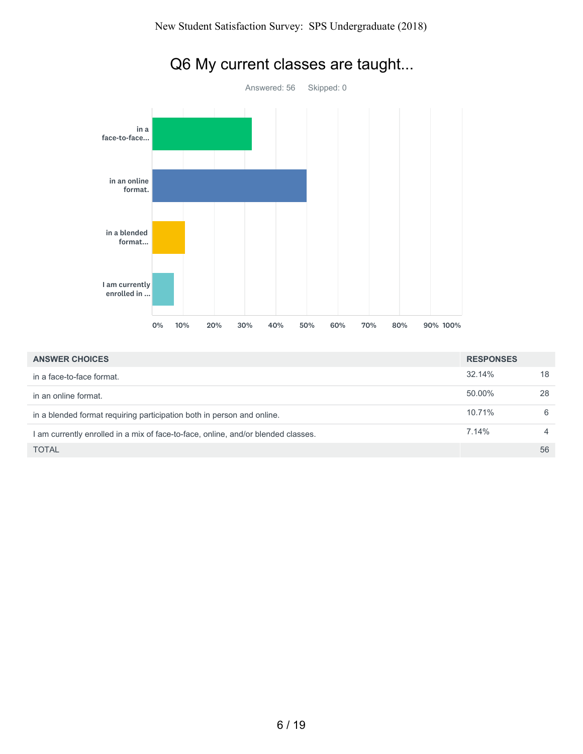# Q6 My current classes are taught...

Answered: 56 Skipped: 0

| ANSWER CHOICES | RESPONSES | |
|---|---|---|
| in a face-to-face format. | 32.14% | 18 |
| in an online format. | 50.00% | 28 |
| in a blended format requiring participation both in person and online. | 10.71% | 6 |
| I am currently enrolled in a mix of face-to-face, online, and/or blended classes. | 7.14% | 4 |
| TOTAL | | 56 |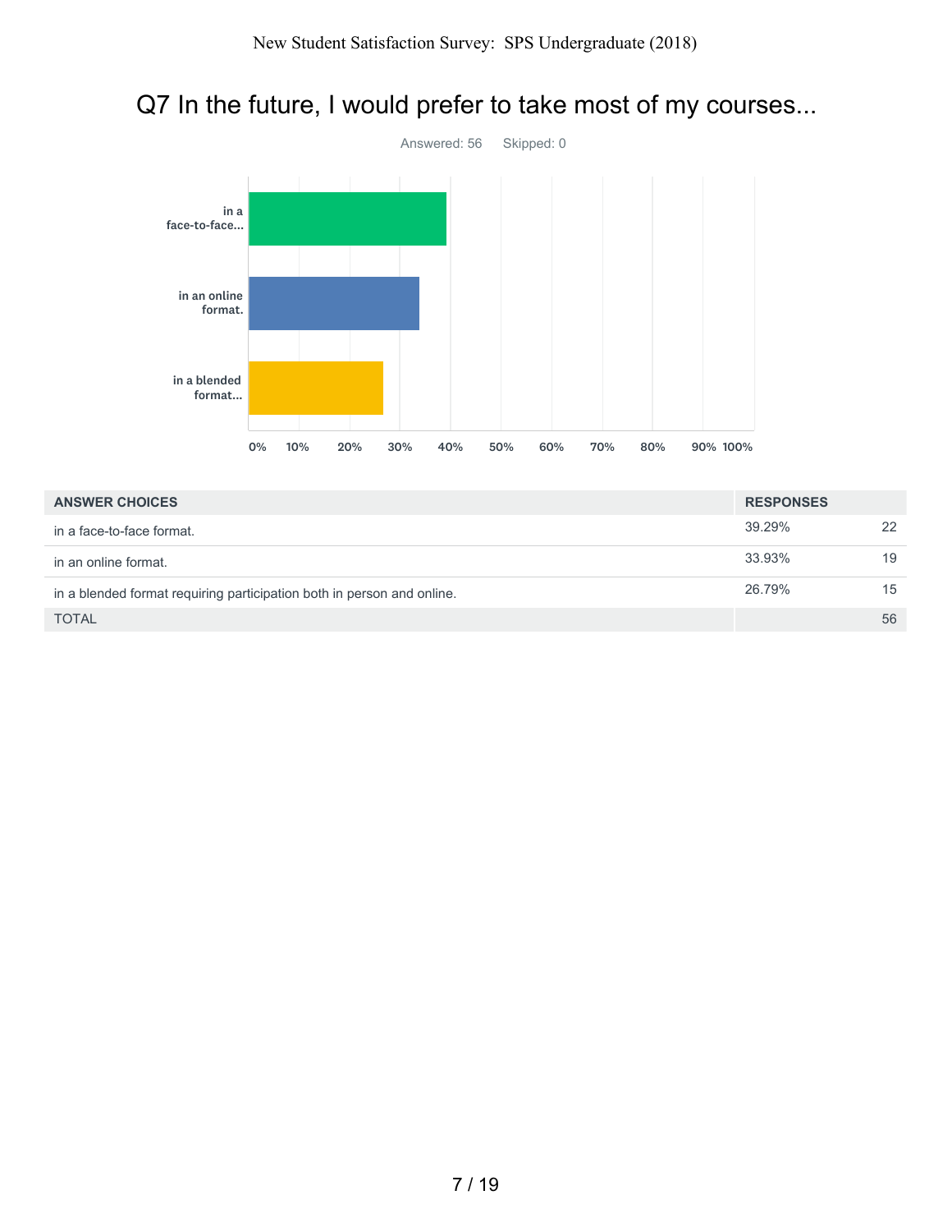## Q7 In the future, I would prefer to take most of my courses...

Answered: 56 Skipped: 0

| ANSWER CHOICES | RESPONSES | |
|---|---|---|
| in a face-to-face format. | 39.29% | 22 |
| in an online format. | 33.93% | 19 |
| in a blended format requiring participation both in person and online. | 26.79% | 15 |
| TOTAL | | 56 |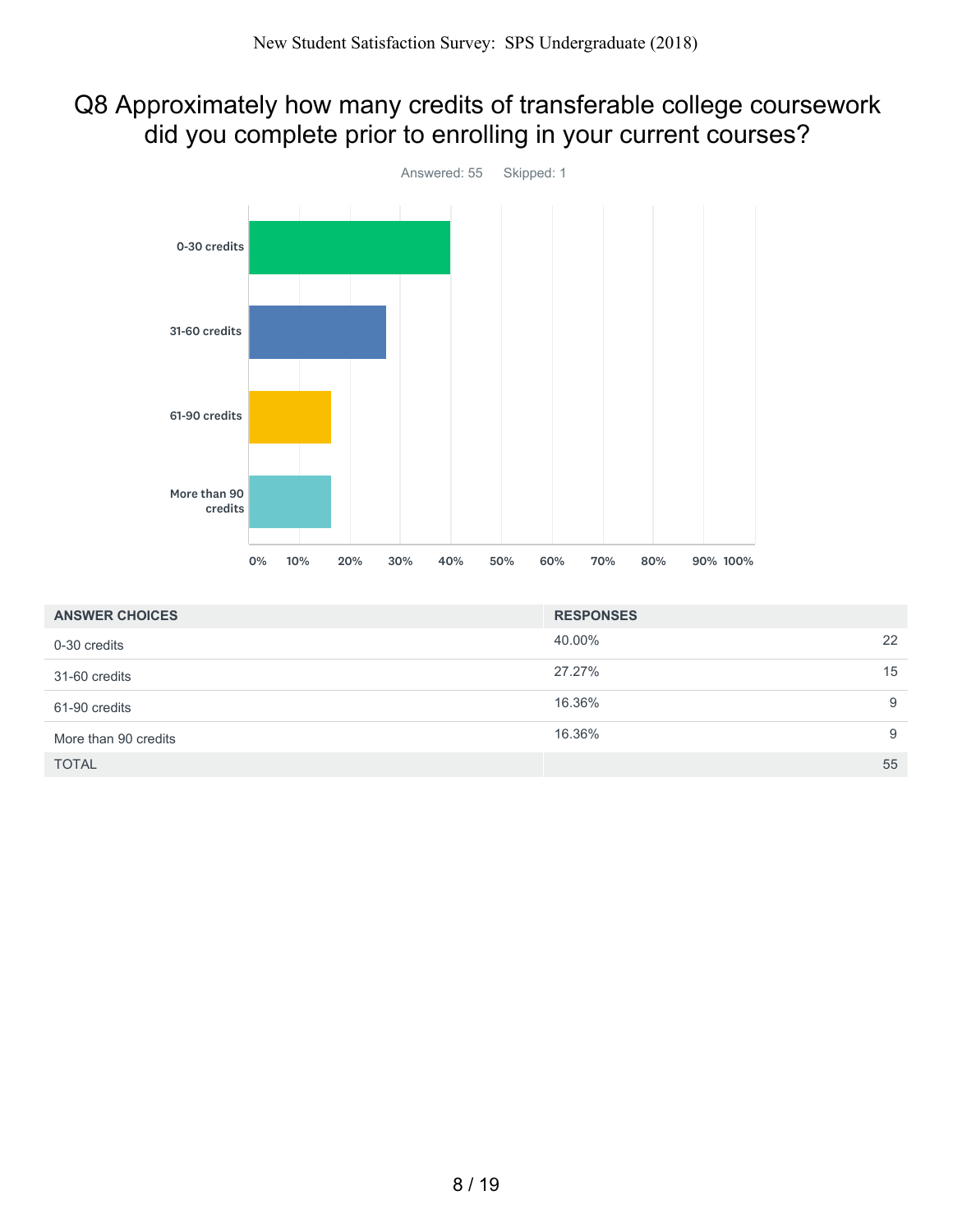# Q8 Approximately how many credits of transferable college coursework did you complete prior to enrolling in your current courses?

Answered: 55    Skipped: 1

| ANSWER CHOICES | RESPONSES | |
|---|---|---|
| 0-30 credits | 40.00% | 22 |
| 31-60 credits | 27.27% | 15 |
| 61-90 credits | 16.36% | 9 |
| More than 90 credits | 16.36% | 9 |
| TOTAL | | 55 |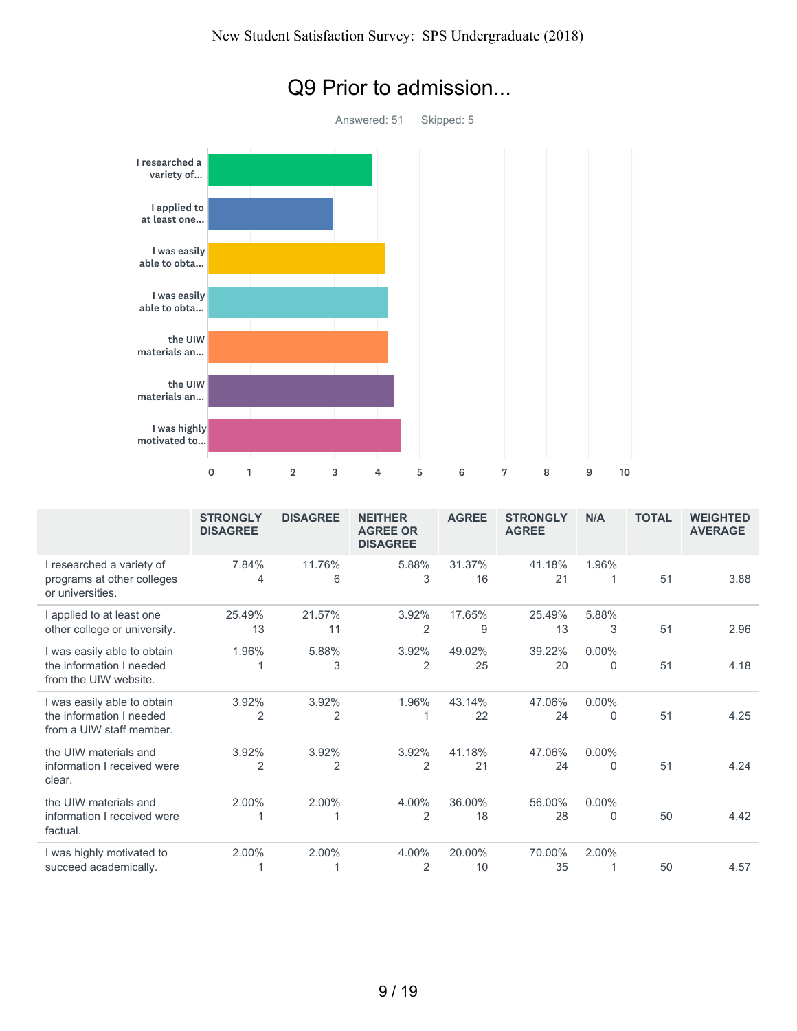# Q9 Prior to admission...

Answered: 51 Skipped: 5

| | STRONGLY DISAGREE | DISAGREE | NEITHER AGREE OR DISAGREE | AGREE | STRONGLY AGREE | N/A | TOTAL | WEIGHTED AVERAGE |
|---|---|---|---|---|---|---|---|---|
| I researched a variety of programs at other colleges or universities. | 7.84% 4 | 11.76% 6 | 5.88% 3 | 31.37% 16 | 41.18% 21 | 1.96% 1 | 51 | 3.88 |
| I applied to at least one other college or university. | 25.49% 13 | 21.57% 11 | 3.92% 2 | 17.65% 9 | 25.49% 13 | 5.88% 3 | 51 | 2.96 |
| I was easily able to obtain the information I needed from the UIW website. | 1.96% 1 | 5.88% 3 | 3.92% 2 | 49.02% 25 | 39.22% 20 | 0.00% 0 | 51 | 4.18 |
| I was easily able to obtain the information I needed from a UIW staff member. | 3.92% 2 | 3.92% 2 | 1.96% 1 | 43.14% 22 | 47.06% 24 | 0.00% 0 | 51 | 4.25 |
| the UIW materials and information I received were clear. | 3.92% 2 | 3.92% 2 | 3.92% 2 | 41.18% 21 | 47.06% 24 | 0.00% 0 | 51 | 4.24 |
| the UIW materials and information I received were factual. | 2.00% 1 | 2.00% 1 | 4.00% 2 | 36.00% 18 | 56.00% 28 | 0.00% 0 | 50 | 4.42 |
| I was highly motivated to succeed academically. | 2.00% 1 | 2.00% 1 | 4.00% 2 | 20.00% 10 | 70.00% 35 | 2.00% 1 | 50 | 4.57 |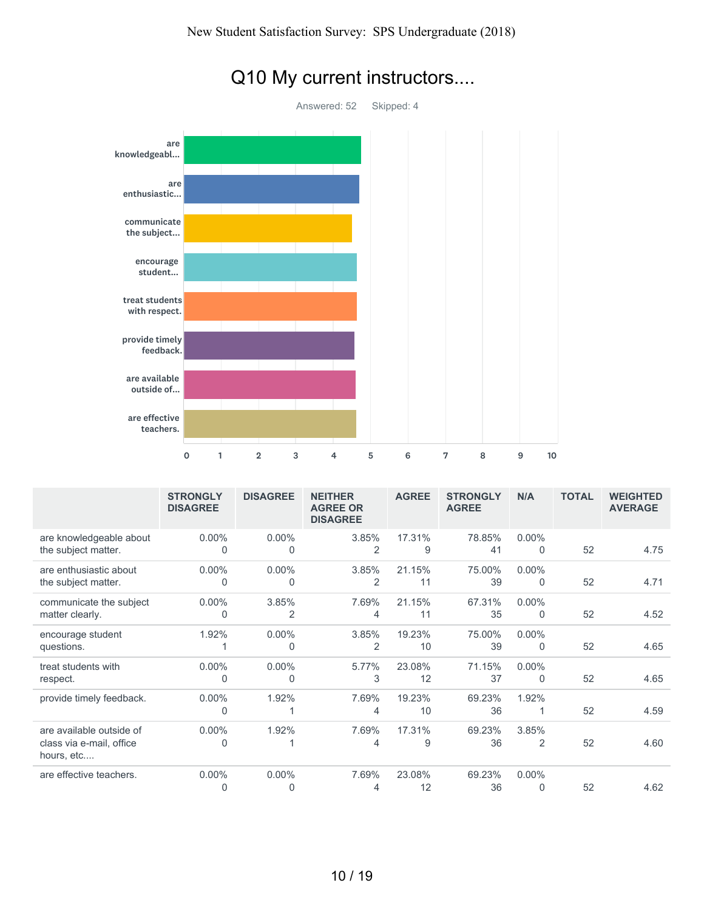## Q10 My current instructors....

Answered: 52    Skipped: 4

| | STRONGLY DISAGREE | DISAGREE | NEITHER AGREE OR DISAGREE | AGREE | STRONGLY AGREE | N/A | TOTAL | WEIGHTED AVERAGE |
|---|---|---|---|---|---|---|---|---|
| are knowledgeable about the subject matter. | 0.00% 0 | 0.00% 0 | 3.85% 2 | 17.31% 9 | 78.85% 41 | 0.00% 0 | 52 | 4.75 |
| are enthusiastic about the subject matter. | 0.00% 0 | 0.00% 0 | 3.85% 2 | 21.15% 11 | 75.00% 39 | 0.00% 0 | 52 | 4.71 |
| communicate the subject matter clearly. | 0.00% 0 | 3.85% 2 | 7.69% 4 | 21.15% 11 | 67.31% 35 | 0.00% 0 | 52 | 4.52 |
| encourage student questions. | 1.92% 1 | 0.00% 0 | 3.85% 2 | 19.23% 10 | 75.00% 39 | 0.00% 0 | 52 | 4.65 |
| treat students with respect. | 0.00% 0 | 0.00% 0 | 5.77% 3 | 23.08% 12 | 71.15% 37 | 0.00% 0 | 52 | 4.65 |
| provide timely feedback. | 0.00% 0 | 1.92% 1 | 7.69% 4 | 19.23% 10 | 69.23% 36 | 1.92% 1 | 52 | 4.59 |
| are available outside of class via e-mail, office hours, etc.... | 0.00% 0 | 1.92% 1 | 7.69% 4 | 17.31% 9 | 69.23% 36 | 3.85% 2 | 52 | 4.60 |
| are effective teachers. | 0.00% 0 | 0.00% 0 | 7.69% 4 | 23.08% 12 | 69.23% 36 | 0.00% 0 | 52 | 4.62 |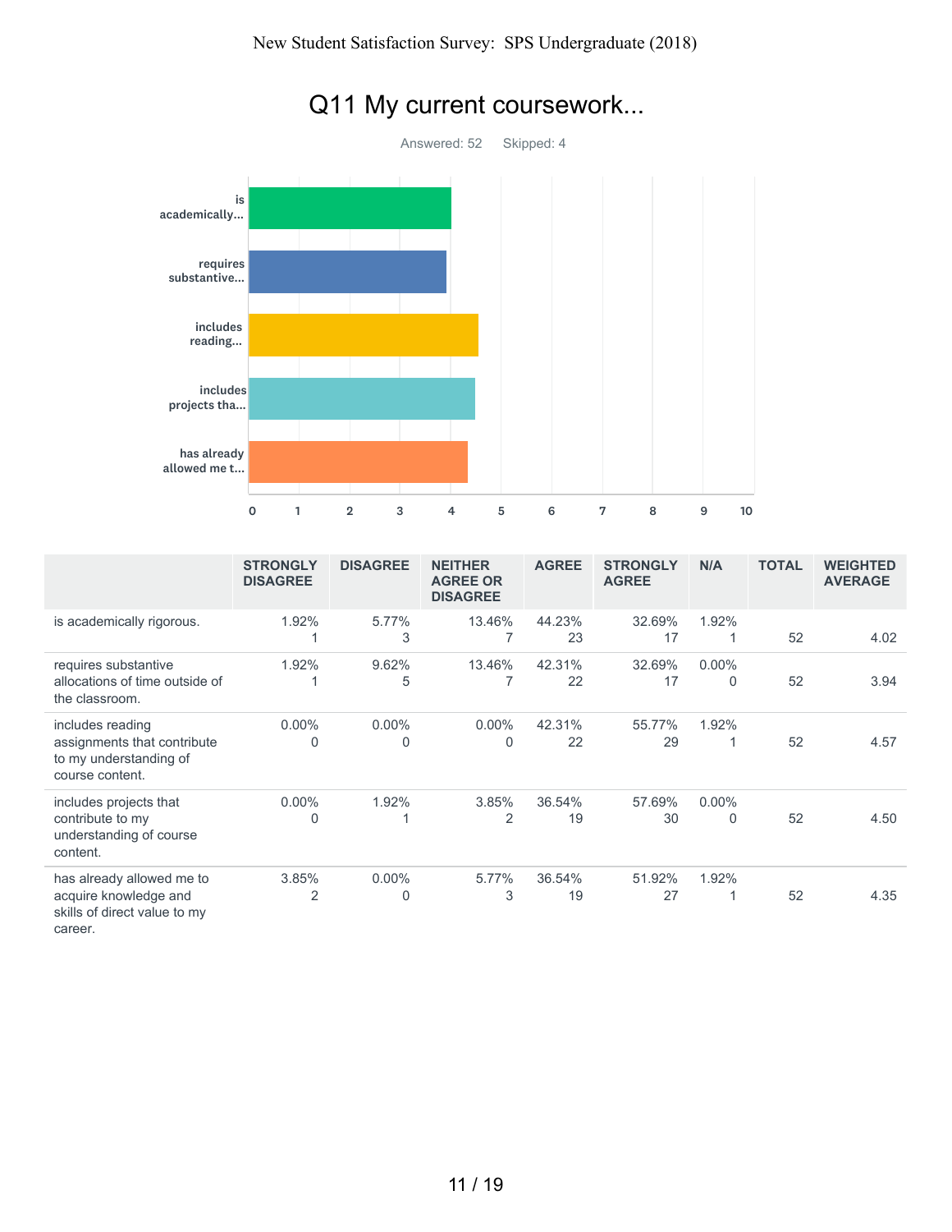# Q11 My current coursework...

Answered: 52 Skipped: 4

| | STRONGLY DISAGREE | DISAGREE | NEITHER AGREE OR DISAGREE | AGREE | STRONGLY AGREE | N/A | TOTAL | WEIGHTED AVERAGE |
|---|---|---|---|---|---|---|---|---|
| is academically rigorous. | 1.92% 1 | 5.77% 3 | 13.46% 7 | 44.23% 23 | 32.69% 17 | 1.92% 1 | 52 | 4.02 |
| requires substantive allocations of time outside of the classroom. | 1.92% 1 | 9.62% 5 | 13.46% 7 | 42.31% 22 | 32.69% 17 | 0.00% 0 | 52 | 3.94 |
| includes reading assignments that contribute to my understanding of course content. | 0.00% 0 | 0.00% 0 | 0.00% 0 | 42.31% 22 | 55.77% 29 | 1.92% 1 | 52 | 4.57 |
| includes projects that contribute to my understanding of course content. | 0.00% 0 | 1.92% 1 | 3.85% 2 | 36.54% 19 | 57.69% 30 | 0.00% 0 | 52 | 4.50 |
| has already allowed me to acquire knowledge and skills of direct value to my career. | 3.85% 2 | 0.00% 0 | 5.77% 3 | 36.54% 19 | 51.92% 27 | 1.92% 1 | 52 | 4.35 |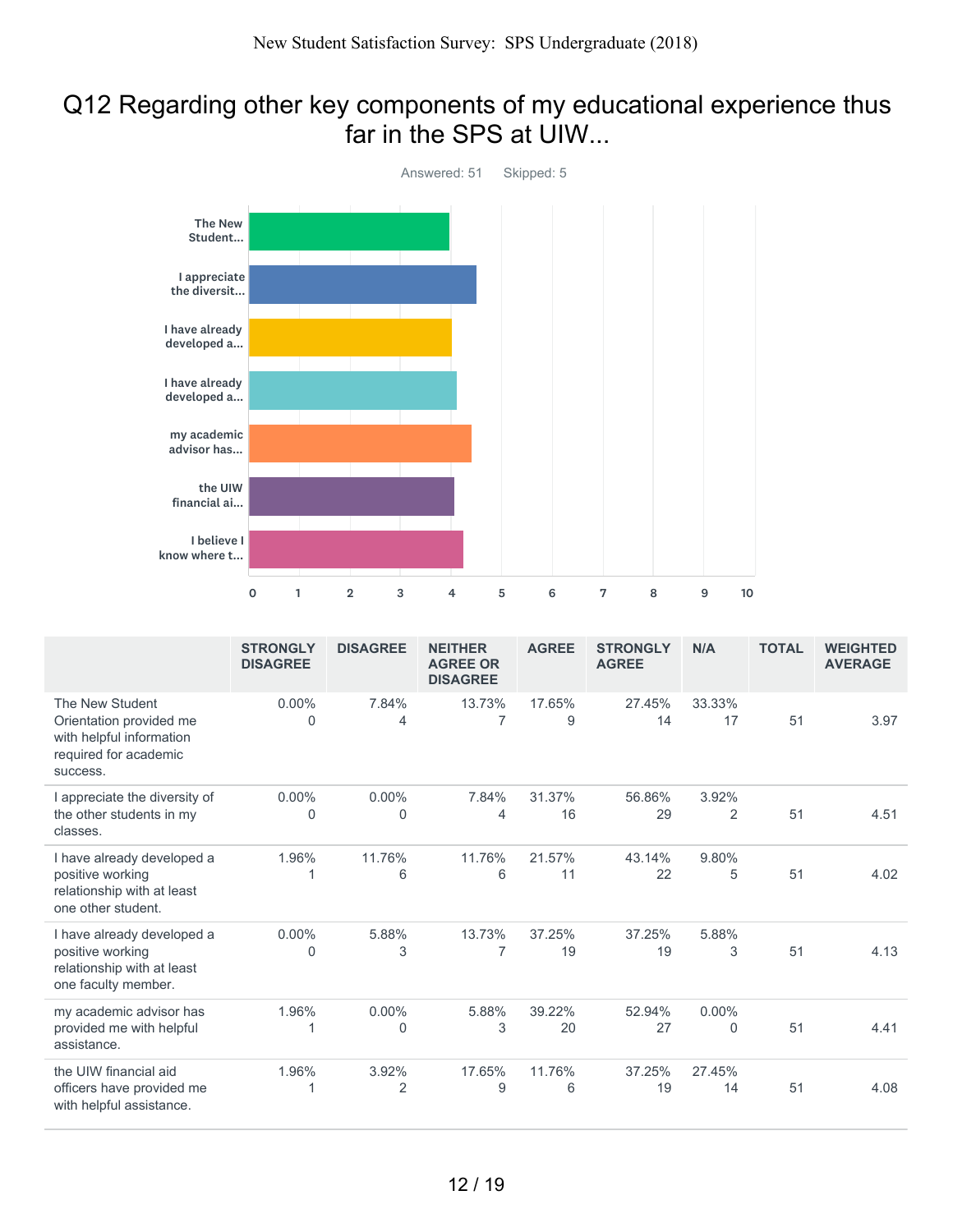# Q12 Regarding other key components of my educational experience thus far in the SPS at UIW...

Answered: 51 Skipped: 5

| | STRONGLY DISAGREE | DISAGREE | NEITHER AGREE OR DISAGREE | AGREE | STRONGLY AGREE | N/A | TOTAL | WEIGHTED AVERAGE |
|---|---|---|---|---|---|---|---|---|
| The New Student Orientation provided me with helpful information required for academic success. | 0.00%<br>0 | 7.84%<br>4 | 13.73%<br>7 | 17.65%<br>9 | 27.45%<br>14 | 33.33%<br>17 | 51 | 3.97 |
| I appreciate the diversity of the other students in my classes. | 0.00%<br>0 | 0.00%<br>0 | 7.84%<br>4 | 31.37%<br>16 | 56.86%<br>29 | 3.92%<br>2 | 51 | 4.51 |
| I have already developed a positive working relationship with at least one other student. | 1.96%<br>1 | 11.76%<br>6 | 11.76%<br>6 | 21.57%<br>11 | 43.14%<br>22 | 9.80%<br>5 | 51 | 4.02 |
| I have already developed a positive working relationship with at least one faculty member. | 0.00%<br>0 | 5.88%<br>3 | 13.73%<br>7 | 37.25%<br>19 | 37.25%<br>19 | 5.88%<br>3 | 51 | 4.13 |
| my academic advisor has provided me with helpful assistance. | 1.96%<br>1 | 0.00%<br>0 | 5.88%<br>3 | 39.22%<br>20 | 52.94%<br>27 | 0.00%<br>0 | 51 | 4.41 |
| the UIW financial aid officers have provided me with helpful assistance. | 1.96%<br>1 | 3.92%<br>2 | 17.65%<br>9 | 11.76%<br>6 | 37.25%<br>19 | 27.45%<br>14 | 51 | 4.08 |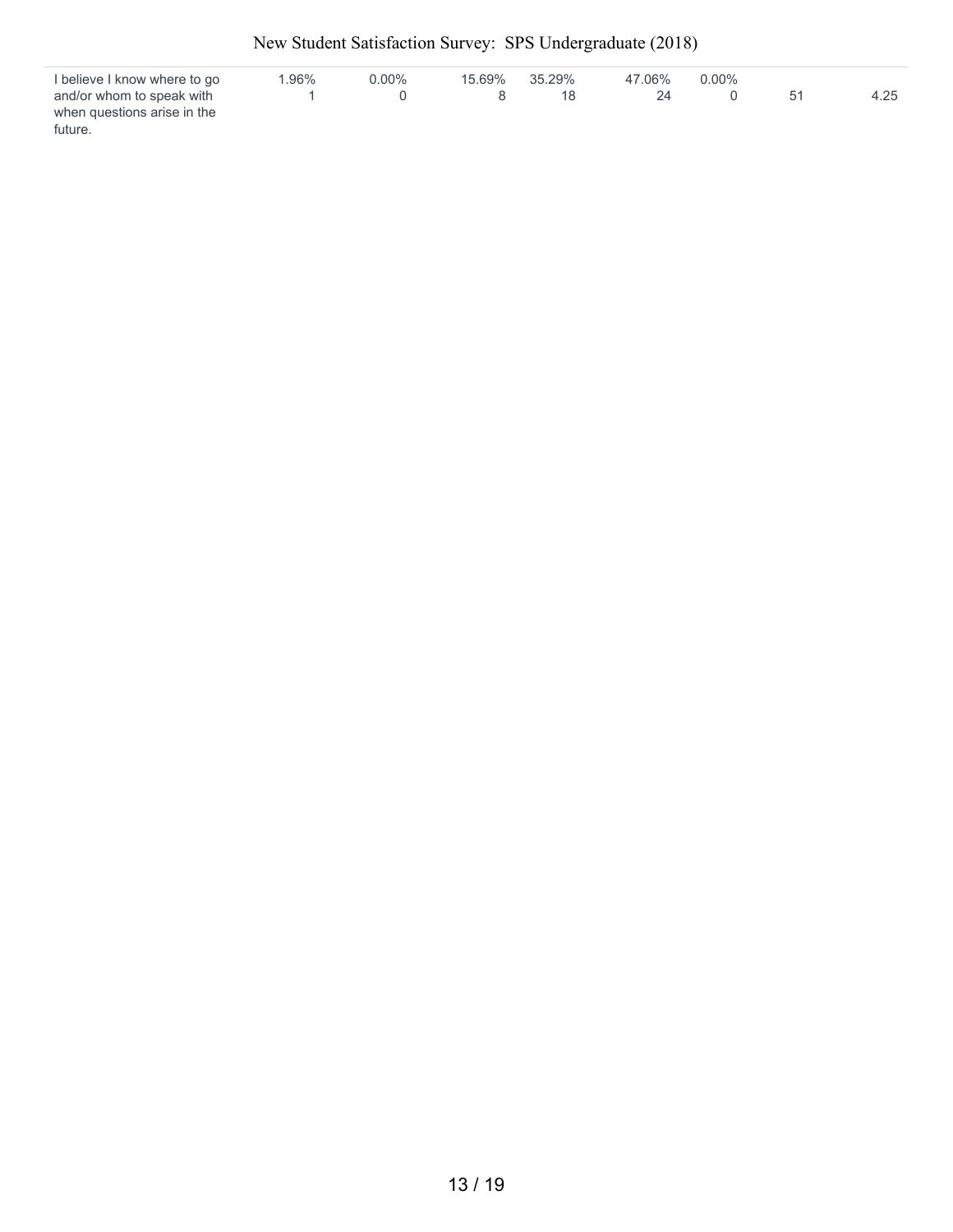| | | | | | | | | |
|---|---|---|---|---|---|---|---|---|
| I believe I know where to go and/or whom to speak with when questions arise in the future. | 1.96%<br>1 | 0.00%<br>0 | 15.69%<br>8 | 35.29%<br>18 | 47.06%<br>24 | 0.00%<br>0 | 51 | 4.25 |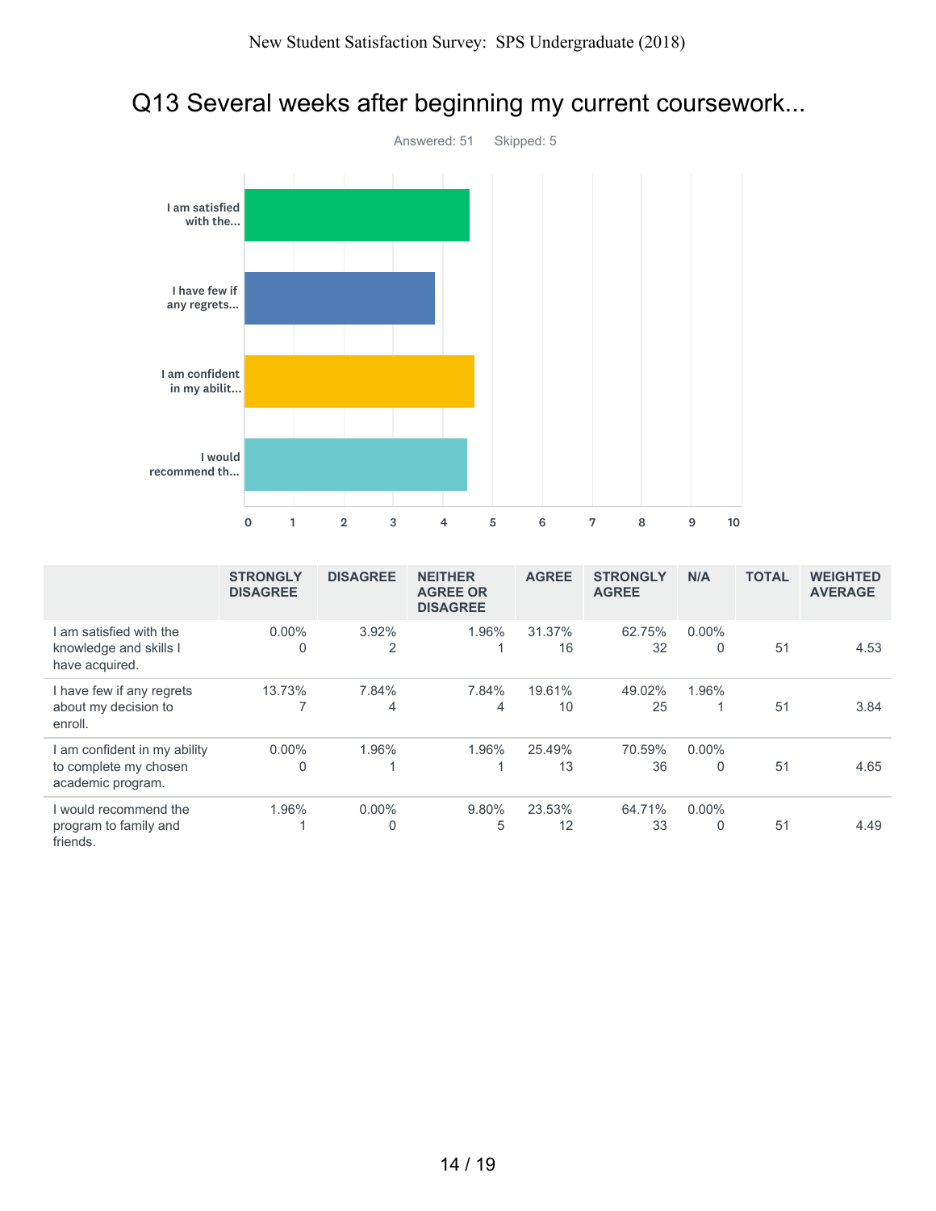# Q13 Several weeks after beginning my current coursework...

Answered: 51 Skipped: 5

| | STRONGLY DISAGREE | DISAGREE | NEITHER AGREE OR DISAGREE | AGREE | STRONGLY AGREE | N/A | TOTAL | WEIGHTED AVERAGE |
|---|---|---|---|---|---|---|---|---|
| I am satisfied with the knowledge and skills I have acquired. | 0.00%<br>0 | 3.92%<br>2 | 1.96%<br>1 | 31.37%<br>16 | 62.75%<br>32 | 0.00%<br>0 | 51 | 4.53 |
| I have few if any regrets about my decision to enroll. | 13.73%<br>7 | 7.84%<br>4 | 7.84%<br>4 | 19.61%<br>10 | 49.02%<br>25 | 1.96%<br>1 | 51 | 3.84 |
| I am confident in my ability to complete my chosen academic program. | 0.00%<br>0 | 1.96%<br>1 | 1.96%<br>1 | 25.49%<br>13 | 70.59%<br>36 | 0.00%<br>0 | 51 | 4.65 |
| I would recommend the program to family and friends. | 1.96%<br>1 | 0.00%<br>0 | 9.80%<br>5 | 23.53%<br>12 | 64.71%<br>33 | 0.00%<br>0 | 51 | 4.49 |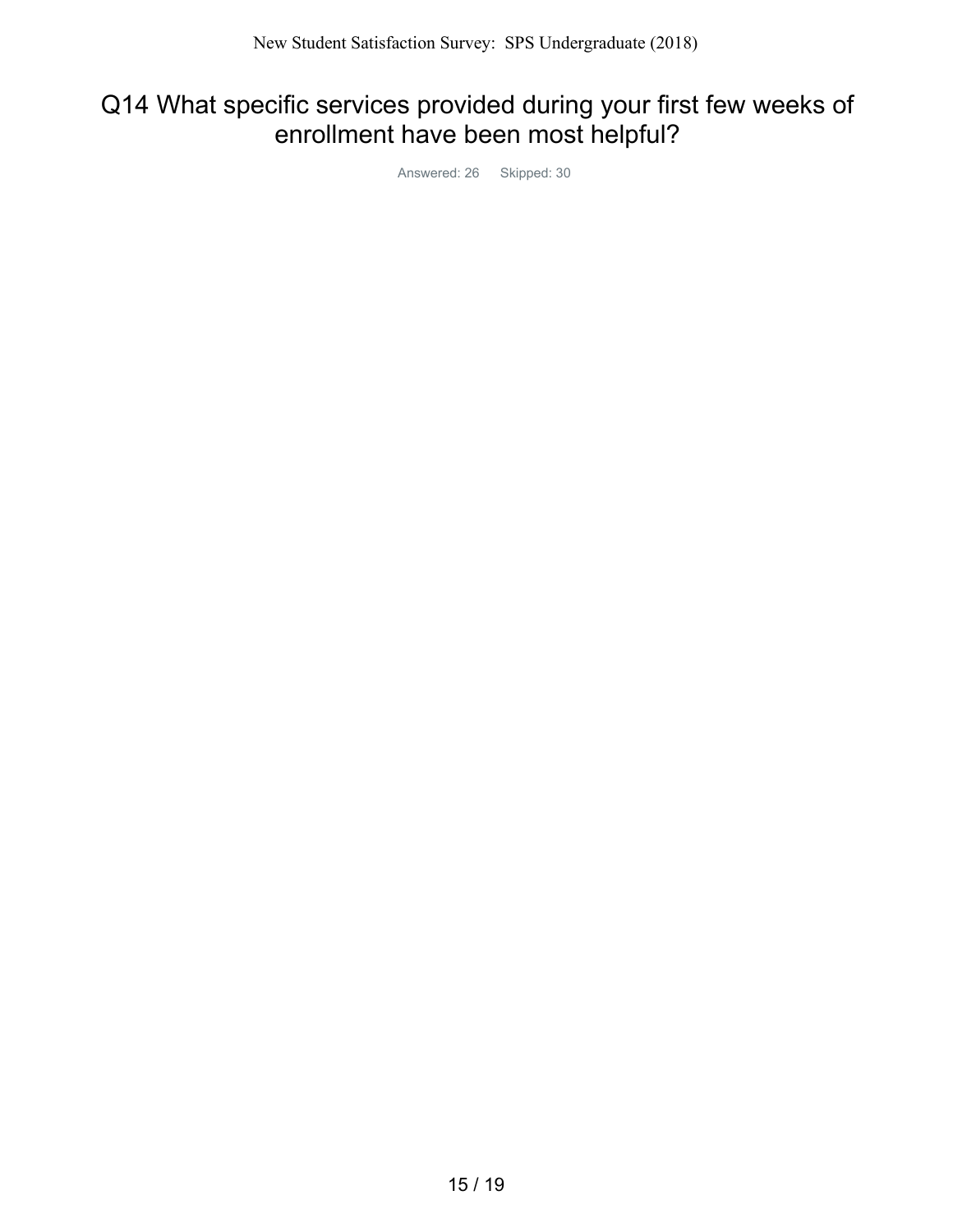# Q14 What specific services provided during your first few weeks of enrollment have been most helpful?

Answered: 26 Skipped: 30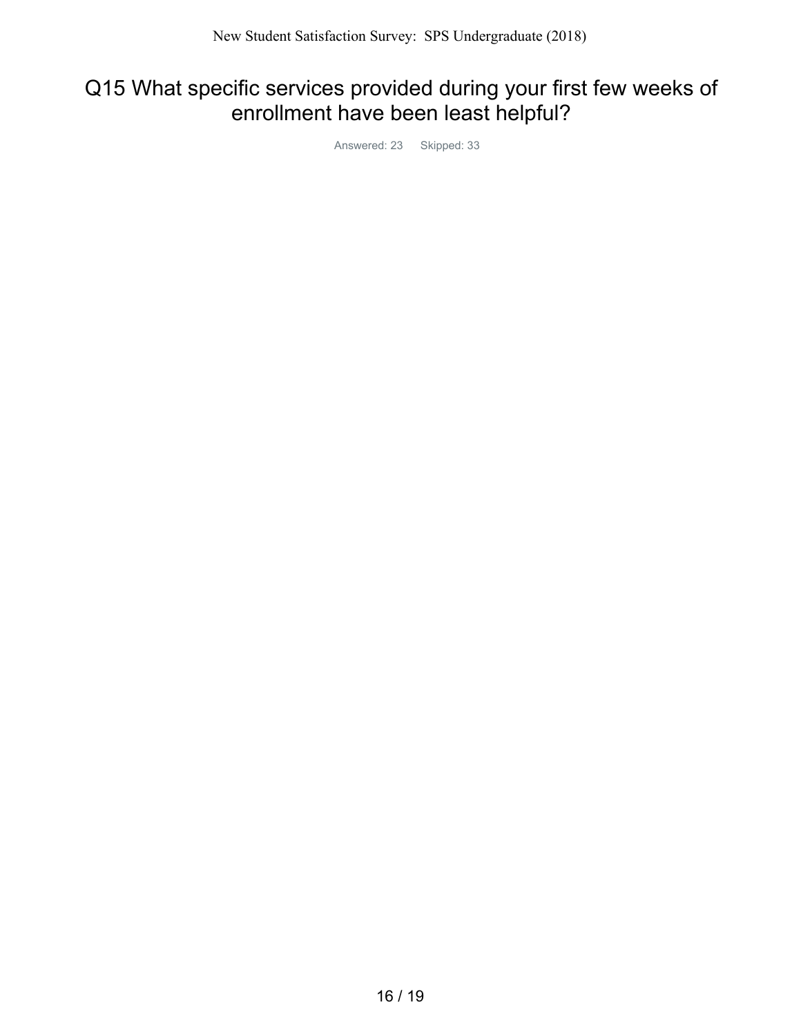# Q15 What specific services provided during your first few weeks of enrollment have been least helpful?

Answered: 23 Skipped: 33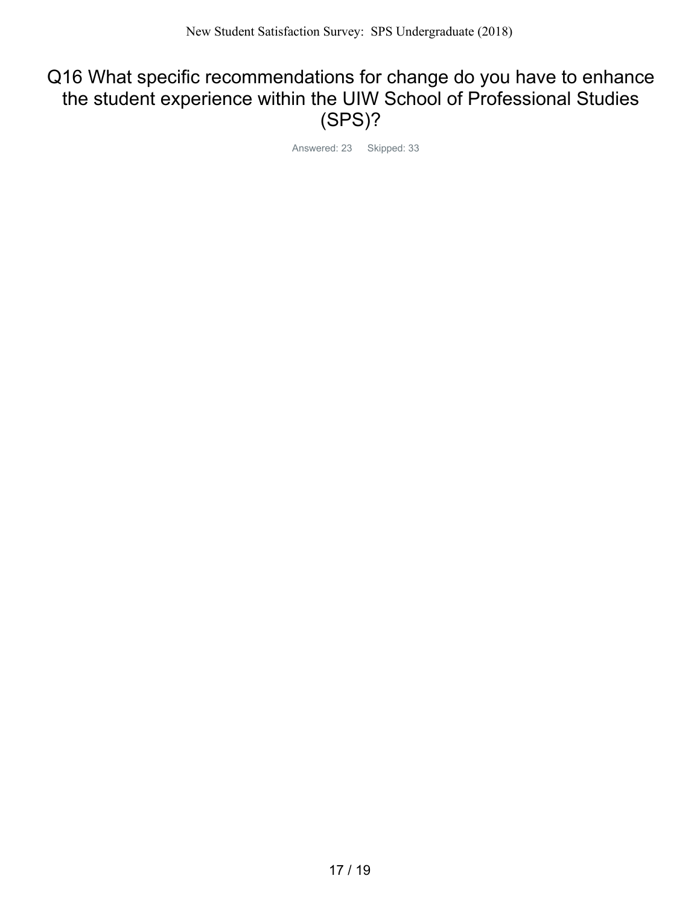# Q16 What specific recommendations for change do you have to enhance the student experience within the UIW School of Professional Studies (SPS)?

Answered: 23 Skipped: 33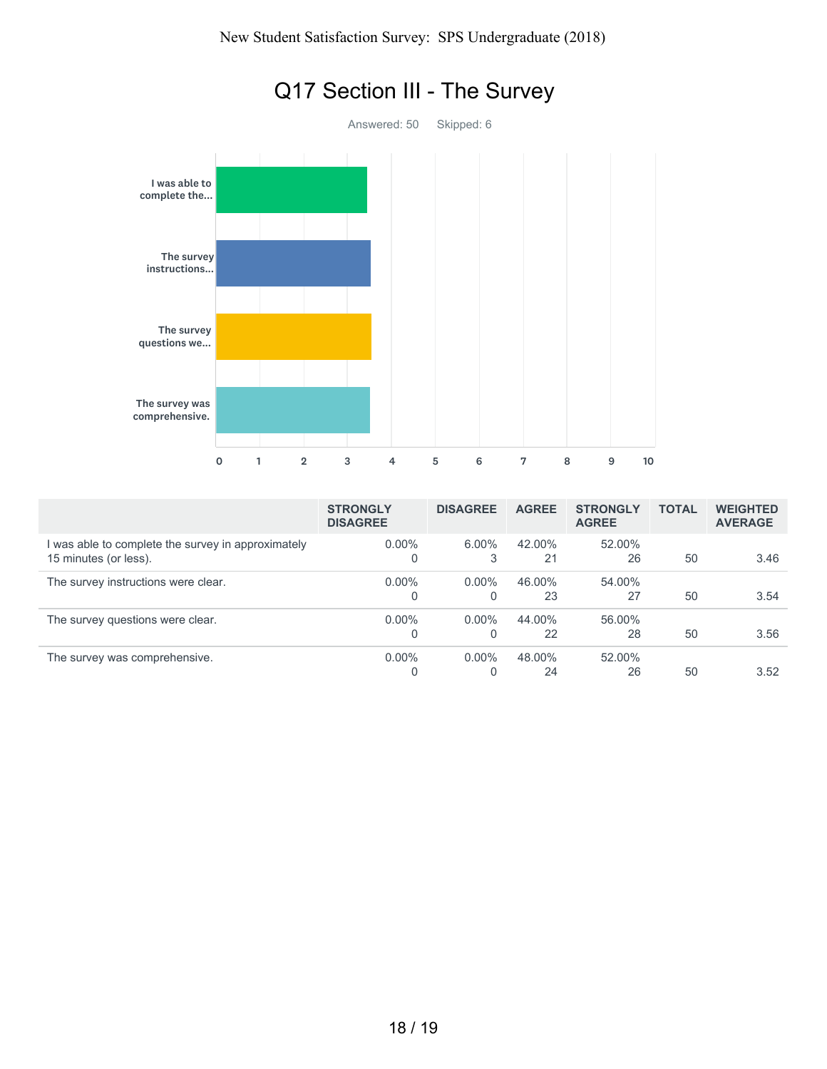# Q17 Section III - The Survey

Answered: 50 Skipped: 6

| | STRONGLY DISAGREE | DISAGREE | AGREE | STRONGLY AGREE | TOTAL | WEIGHTED AVERAGE |
|---|---|---|---|---|---|---|
| I was able to complete the survey in approximately 15 minutes (or less). | 0.00% 0 | 6.00% 3 | 42.00% 21 | 52.00% 26 | 50 | 3.46 |
| The survey instructions were clear. | 0.00% 0 | 0.00% 0 | 46.00% 23 | 54.00% 27 | 50 | 3.54 |
| The survey questions were clear. | 0.00% 0 | 0.00% 0 | 44.00% 22 | 56.00% 28 | 50 | 3.56 |
| The survey was comprehensive. | 0.00% 0 | 0.00% 0 | 48.00% 24 | 52.00% 26 | 50 | 3.52 |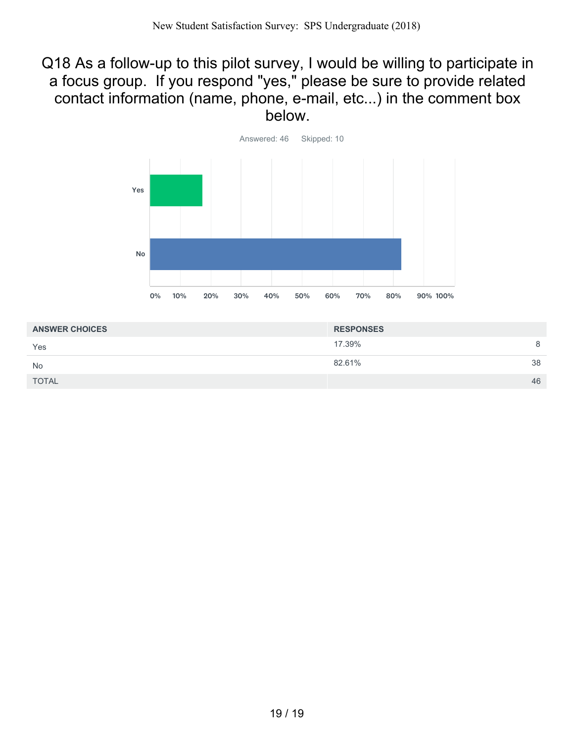## Q18 As a follow-up to this pilot survey, I would be willing to participate in a focus group. If you respond "yes," please be sure to provide related contact information (name, phone, e-mail, etc...) in the comment box below.

Answered: 46 Skipped: 10

Yes

No

0% 10% 20% 30% 40% 50% 60% 70% 80% 90% 100%

| ANSWER CHOICES | RESPONSES | |
|---|---|---|
| Yes | 17.39% | 8 |
| No | 82.61% | 38 |
| TOTAL | | 46 |